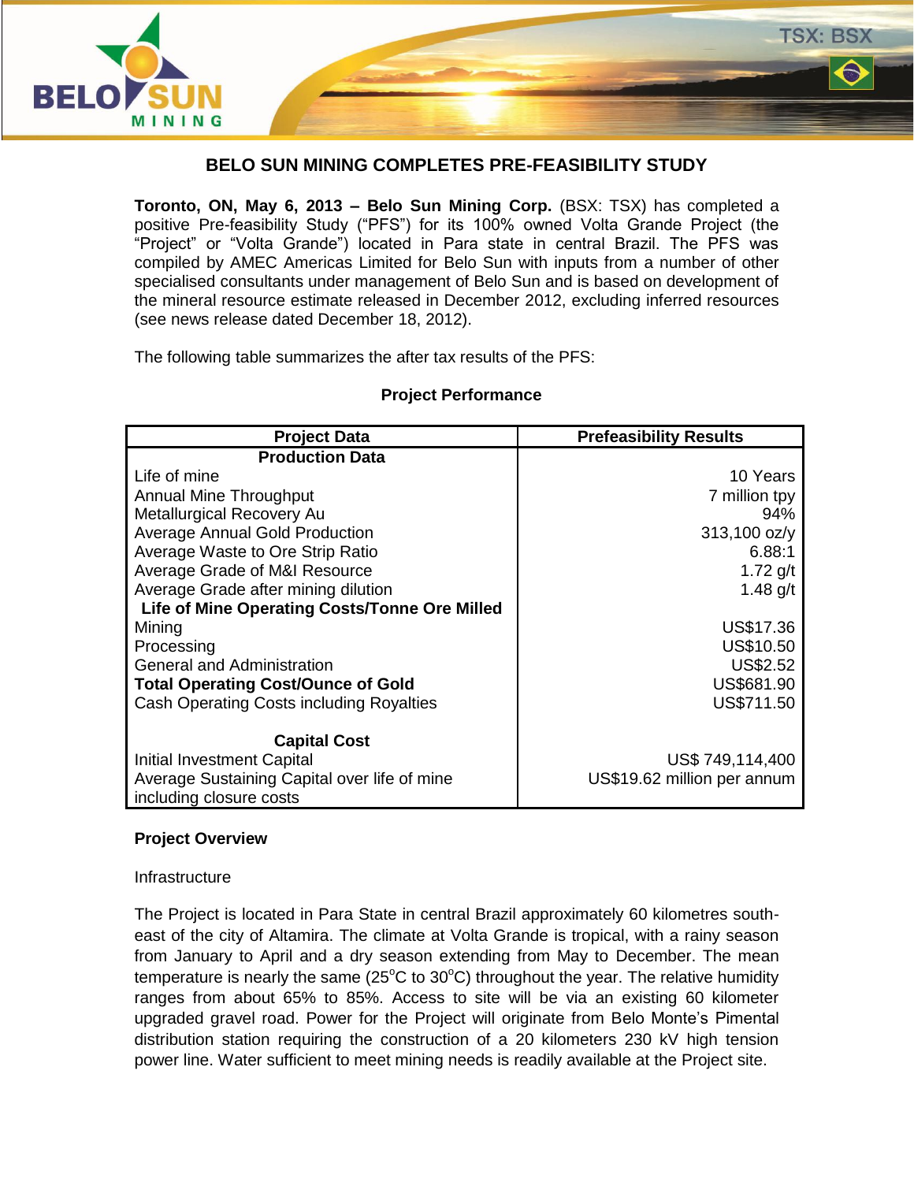# BELO SUN MINING COMPLETES PRE-FEASIBILITY STUDY

**Toronto, ON, May 6, 2013 – Belo Sun Mining Corp.** (BSX: TSX) has completed a positive Pre-feasibility Study ("PFS") for its 100% owned Volta Grande Project (the "Project" or "Volta Grande") located in Para state in central Brazil. The PFS was compiled by AMEC Americas Limited for Belo Sun with inputs from a number of other specialised consultants under management of Belo Sun and is based on development of the mineral resource estimate released in December 2012, excluding inferred resources (see news release dated December 18, 2012).

The following table summarizes the after tax results of the PFS:

**Project Performance**

| Project Data | Prefeasibility Results |
|---|---|
| **Production Data** | |
| Life of mine | 10 Years |
| Annual Mine Throughput | 7 million tpy |
| Metallurgical Recovery Au | 94% |
| Average Annual Gold Production | 313,100 oz/y |
| Average Waste to Ore Strip Ratio | 6.88:1 |
| Average Grade of M&I Resource | 1.72 g/t |
| Average Grade after mining dilution | 1.48 g/t |
| **Life of Mine Operating Costs/Tonne Ore Milled** | |
| Mining | US$17.36 |
| Processing | US$10.50 |
| General and Administration | US$2.52 |
| **Total Operating Cost/Ounce of Gold** | US$681.90 |
| Cash Operating Costs including Royalties | US$711.50 |
| **Capital Cost** | |
| Initial Investment Capital | US$ 749,114,400 |
| Average Sustaining Capital over life of mine including closure costs | US$19.62 million per annum |

**Project Overview**

Infrastructure

The Project is located in Para State in central Brazil approximately 60 kilometres south-east of the city of Altamira. The climate at Volta Grande is tropical, with a rainy season from January to April and a dry season extending from May to December. The mean temperature is nearly the same (25°C to 30°C) throughout the year. The relative humidity ranges from about 65% to 85%. Access to site will be via an existing 60 kilometer upgraded gravel road. Power for the Project will originate from Belo Monte's Pimental distribution station requiring the construction of a 20 kilometers 230 kV high tension power line. Water sufficient to meet mining needs is readily available at the Project site.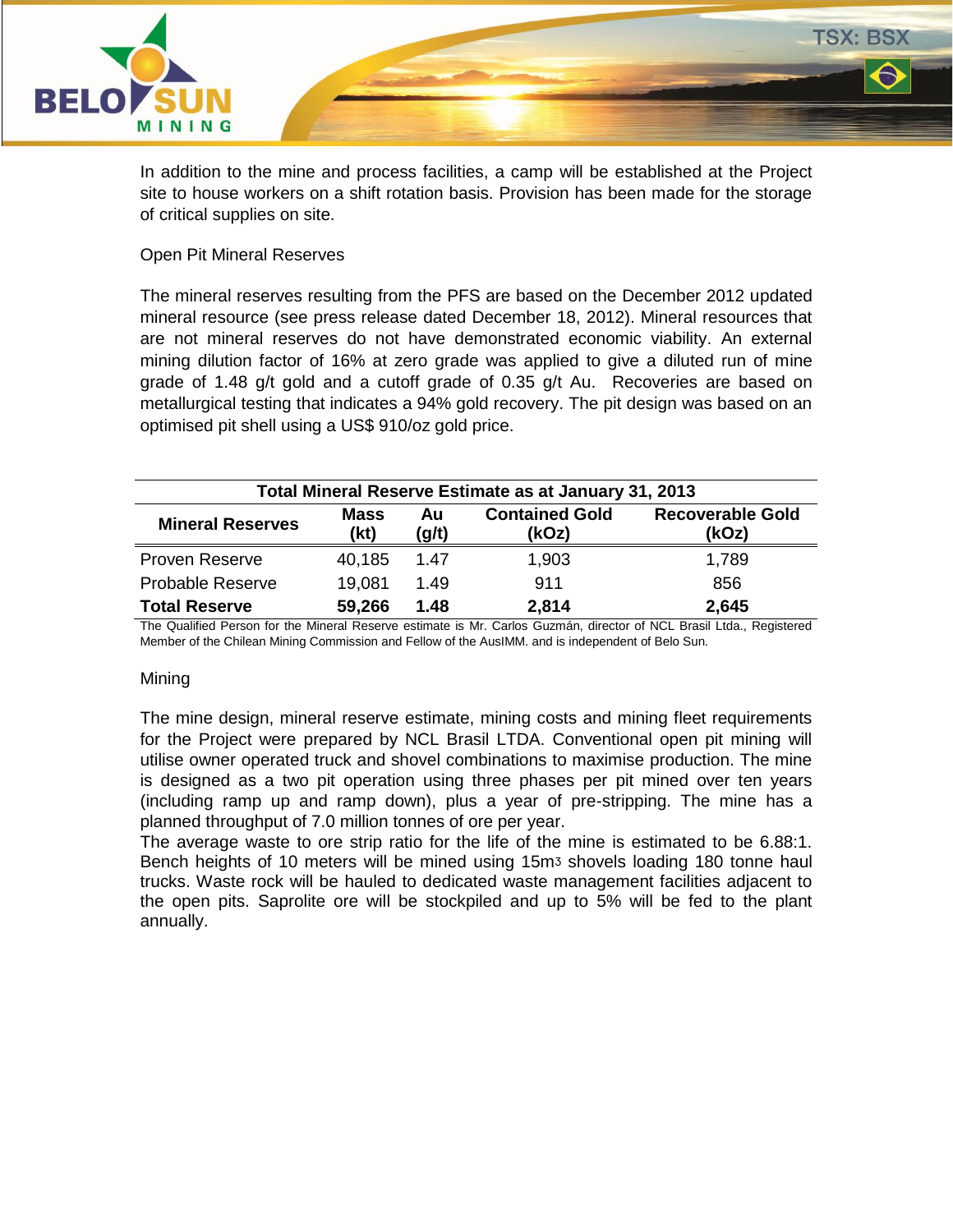In addition to the mine and process facilities, a camp will be established at the Project site to house workers on a shift rotation basis. Provision has been made for the storage of critical supplies on site.

Open Pit Mineral Reserves

The mineral reserves resulting from the PFS are based on the December 2012 updated mineral resource (see press release dated December 18, 2012). Mineral resources that are not mineral reserves do not have demonstrated economic viability. An external mining dilution factor of 16% at zero grade was applied to give a diluted run of mine grade of 1.48 g/t gold and a cutoff grade of 0.35 g/t Au. Recoveries are based on metallurgical testing that indicates a 94% gold recovery. The pit design was based on an optimised pit shell using a US$ 910/oz gold price.

**Total Mineral Reserve Estimate as at January 31, 2013**

| Mineral Reserves | Mass (kt) | Au (g/t) | Contained Gold (kOz) | Recoverable Gold (kOz) |
|---|---|---|---|---|
| Proven Reserve | 40,185 | 1.47 | 1,903 | 1,789 |
| Probable Reserve | 19,081 | 1.49 | 911 | 856 |
| **Total Reserve** | **59,266** | **1.48** | **2,814** | **2,645** |

The Qualified Person for the Mineral Reserve estimate is Mr. Carlos Guzmán, director of NCL Brasil Ltda., Registered Member of the Chilean Mining Commission and Fellow of the AusIMM. and is independent of Belo Sun.

Mining

The mine design, mineral reserve estimate, mining costs and mining fleet requirements for the Project were prepared by NCL Brasil LTDA. Conventional open pit mining will utilise owner operated truck and shovel combinations to maximise production. The mine is designed as a two pit operation using three phases per pit mined over ten years (including ramp up and ramp down), plus a year of pre-stripping. The mine has a planned throughput of 7.0 million tonnes of ore per year.

The average waste to ore strip ratio for the life of the mine is estimated to be 6.88:1. Bench heights of 10 meters will be mined using 15m$^3$ shovels loading 180 tonne haul trucks. Waste rock will be hauled to dedicated waste management facilities adjacent to the open pits. Saprolite ore will be stockpiled and up to 5% will be fed to the plant annually.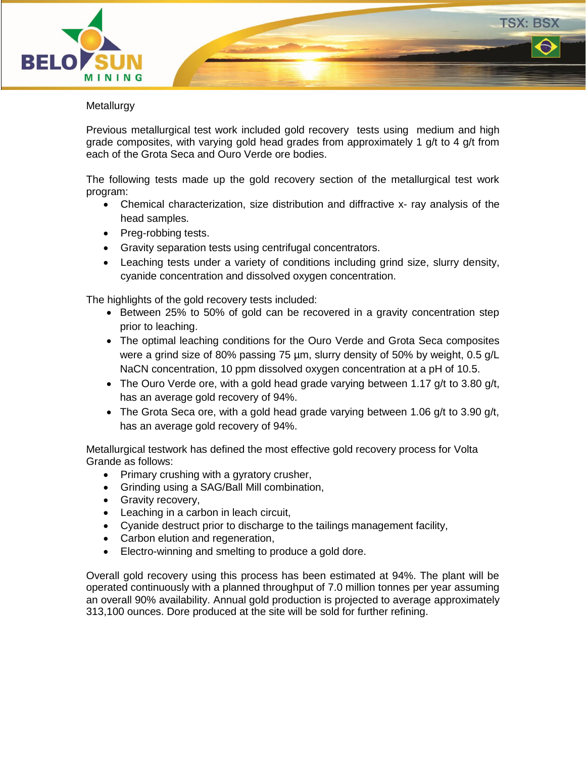## Metallurgy

Previous metallurgical test work included gold recovery tests using medium and high grade composites, with varying gold head grades from approximately 1 g/t to 4 g/t from each of the Grota Seca and Ouro Verde ore bodies.

The following tests made up the gold recovery section of the metallurgical test work program:

- Chemical characterization, size distribution and diffractive x- ray analysis of the head samples.
- Preg-robbing tests.
- Gravity separation tests using centrifugal concentrators.
- Leaching tests under a variety of conditions including grind size, slurry density, cyanide concentration and dissolved oxygen concentration.

The highlights of the gold recovery tests included:

- Between 25% to 50% of gold can be recovered in a gravity concentration step prior to leaching.
- The optimal leaching conditions for the Ouro Verde and Grota Seca composites were a grind size of 80% passing 75 µm, slurry density of 50% by weight, 0.5 g/L NaCN concentration, 10 ppm dissolved oxygen concentration at a pH of 10.5.
- The Ouro Verde ore, with a gold head grade varying between 1.17 g/t to 3.80 g/t, has an average gold recovery of 94%.
- The Grota Seca ore, with a gold head grade varying between 1.06 g/t to 3.90 g/t, has an average gold recovery of 94%.

Metallurgical testwork has defined the most effective gold recovery process for Volta Grande as follows:

- Primary crushing with a gyratory crusher,
- Grinding using a SAG/Ball Mill combination,
- Gravity recovery,
- Leaching in a carbon in leach circuit,
- Cyanide destruct prior to discharge to the tailings management facility,
- Carbon elution and regeneration,
- Electro-winning and smelting to produce a gold dore.

Overall gold recovery using this process has been estimated at 94%. The plant will be operated continuously with a planned throughput of 7.0 million tonnes per year assuming an overall 90% availability. Annual gold production is projected to average approximately 313,100 ounces. Dore produced at the site will be sold for further refining.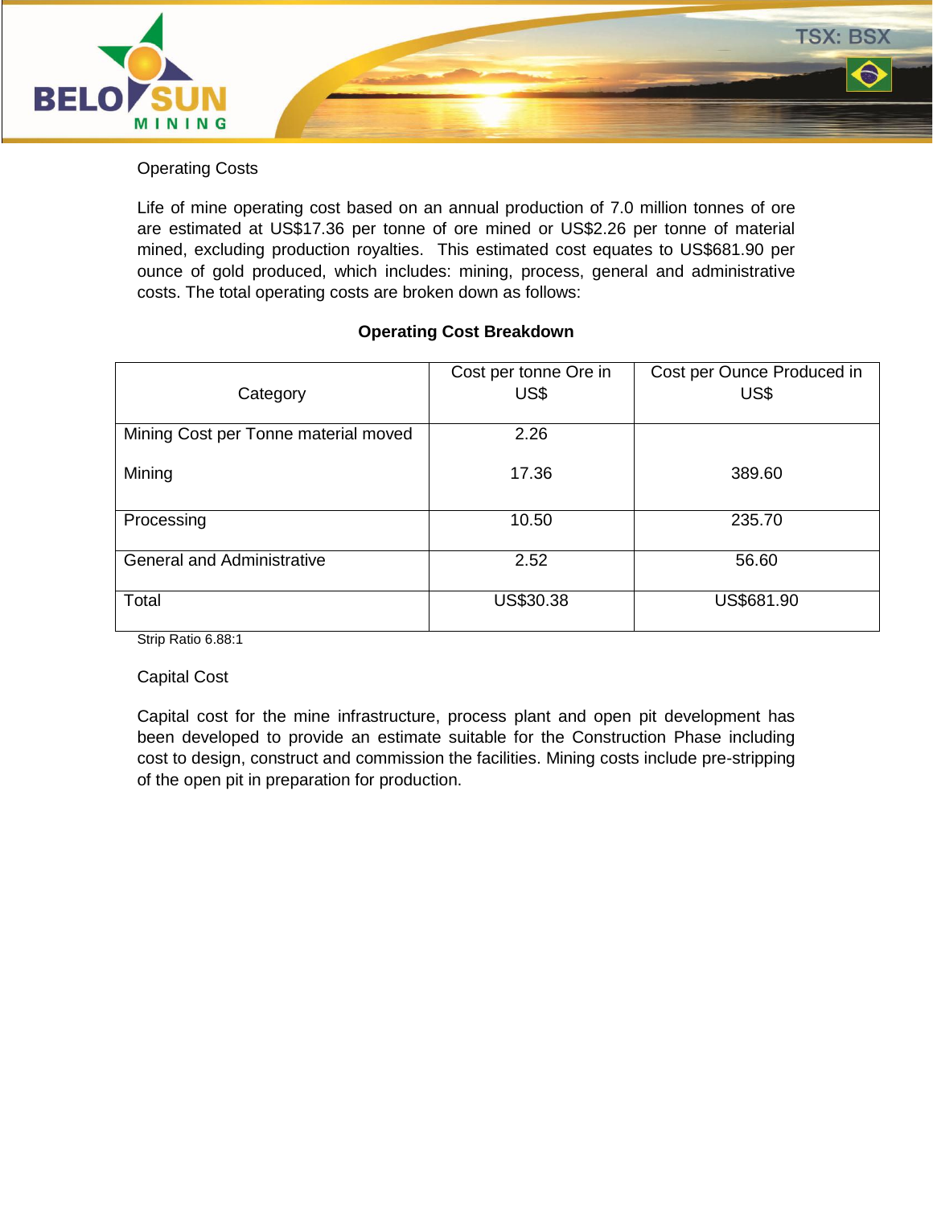## Operating Costs

Life of mine operating cost based on an annual production of 7.0 million tonnes of ore are estimated at US$17.36 per tonne of ore mined or US$2.26 per tonne of material mined, excluding production royalties. This estimated cost equates to US$681.90 per ounce of gold produced, which includes: mining, process, general and administrative costs. The total operating costs are broken down as follows:

**Operating Cost Breakdown**

| Category | Cost per tonne Ore in US$ | Cost per Ounce Produced in US$ |
|---|---|---|
| Mining Cost per Tonne material moved | 2.26 | |
| Mining | 17.36 | 389.60 |
| Processing | 10.50 | 235.70 |
| General and Administrative | 2.52 | 56.60 |
| Total | US$30.38 | US$681.90 |

Strip Ratio 6.88:1

## Capital Cost

Capital cost for the mine infrastructure, process plant and open pit development has been developed to provide an estimate suitable for the Construction Phase including cost to design, construct and commission the facilities. Mining costs include pre-stripping of the open pit in preparation for production.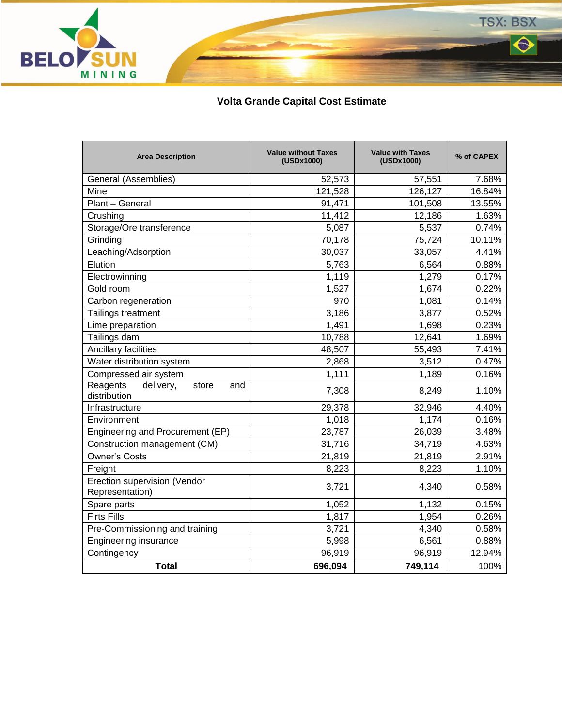## Volta Grande Capital Cost Estimate

| Area Description | Value without Taxes (USDx1000) | Value with Taxes (USDx1000) | % of CAPEX |
|---|---|---|---|
| General (Assemblies) | 52,573 | 57,551 | 7.68% |
| Mine | 121,528 | 126,127 | 16.84% |
| Plant – General | 91,471 | 101,508 | 13.55% |
| Crushing | 11,412 | 12,186 | 1.63% |
| Storage/Ore transference | 5,087 | 5,537 | 0.74% |
| Grinding | 70,178 | 75,724 | 10.11% |
| Leaching/Adsorption | 30,037 | 33,057 | 4.41% |
| Elution | 5,763 | 6,564 | 0.88% |
| Electrowinning | 1,119 | 1,279 | 0.17% |
| Gold room | 1,527 | 1,674 | 0.22% |
| Carbon regeneration | 970 | 1,081 | 0.14% |
| Tailings treatment | 3,186 | 3,877 | 0.52% |
| Lime preparation | 1,491 | 1,698 | 0.23% |
| Tailings dam | 10,788 | 12,641 | 1.69% |
| Ancillary facilities | 48,507 | 55,493 | 7.41% |
| Water distribution system | 2,868 | 3,512 | 0.47% |
| Compressed air system | 1,111 | 1,189 | 0.16% |
| Reagents delivery, store and distribution | 7,308 | 8,249 | 1.10% |
| Infrastructure | 29,378 | 32,946 | 4.40% |
| Environment | 1,018 | 1,174 | 0.16% |
| Engineering and Procurement (EP) | 23,787 | 26,039 | 3.48% |
| Construction management (CM) | 31,716 | 34,719 | 4.63% |
| Owner's Costs | 21,819 | 21,819 | 2.91% |
| Freight | 8,223 | 8,223 | 1.10% |
| Erection supervision (Vendor Representation) | 3,721 | 4,340 | 0.58% |
| Spare parts | 1,052 | 1,132 | 0.15% |
| Firts Fills | 1,817 | 1,954 | 0.26% |
| Pre-Commissioning and training | 3,721 | 4,340 | 0.58% |
| Engineering insurance | 5,998 | 6,561 | 0.88% |
| Contingency | 96,919 | 96,919 | 12.94% |
| **Total** | **696,094** | **749,114** | 100% |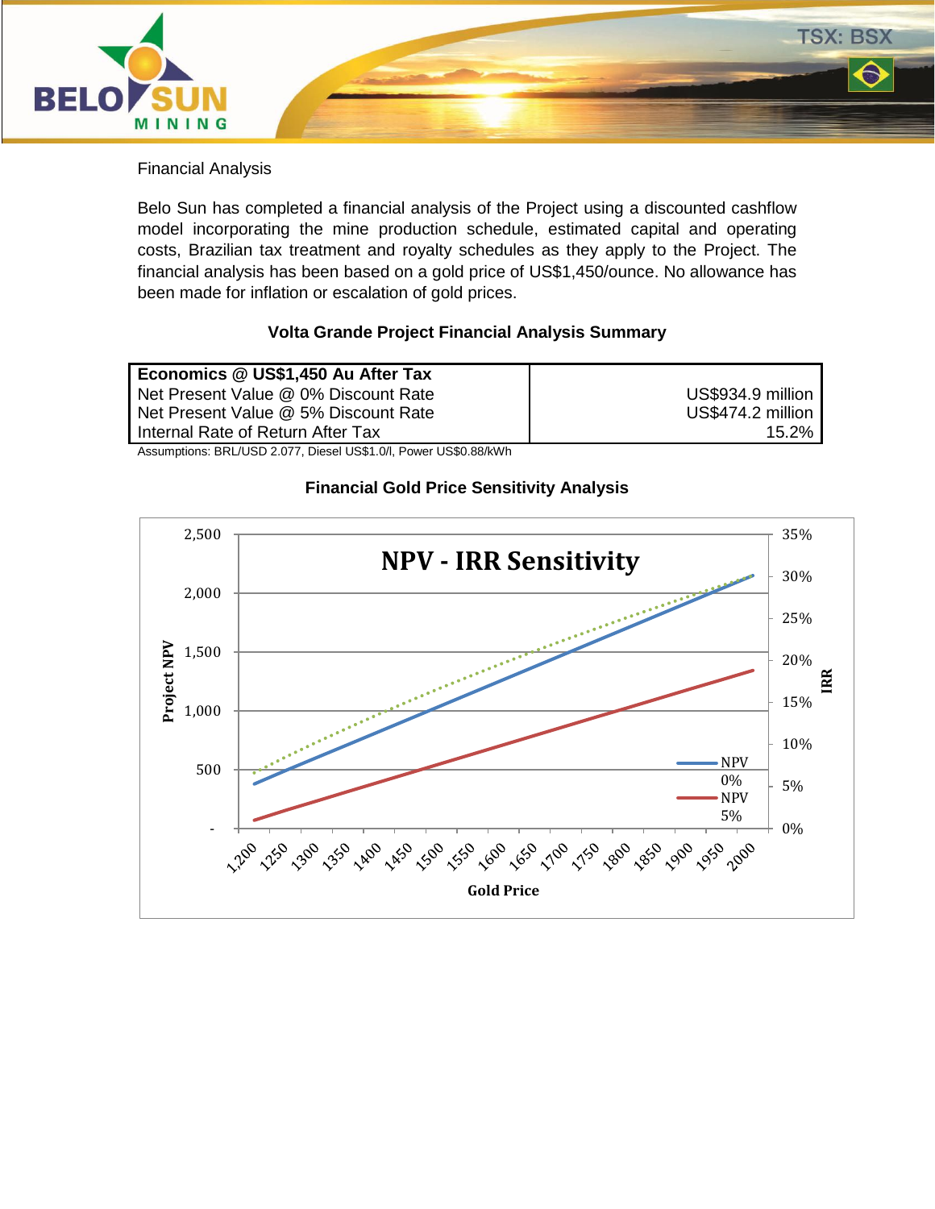## Financial Analysis

Belo Sun has completed a financial analysis of the Project using a discounted cashflow model incorporating the mine production schedule, estimated capital and operating costs, Brazilian tax treatment and royalty schedules as they apply to the Project. The financial analysis has been based on a gold price of US$1,450/ounce. No allowance has been made for inflation or escalation of gold prices.

**Volta Grande Project Financial Analysis Summary**

| **Economics @ US$1,450 Au After Tax** | |
|---|---|
| Net Present Value @ 0% Discount Rate | US$934.9 million |
| Net Present Value @ 5% Discount Rate | US$474.2 million |
| Internal Rate of Return After Tax | 15.2% |

Assumptions: BRL/USD 2.077, Diesel US$1.0/l, Power US$0.88/kWh

**Financial Gold Price Sensitivity Analysis**

NPV - IRR Sensitivity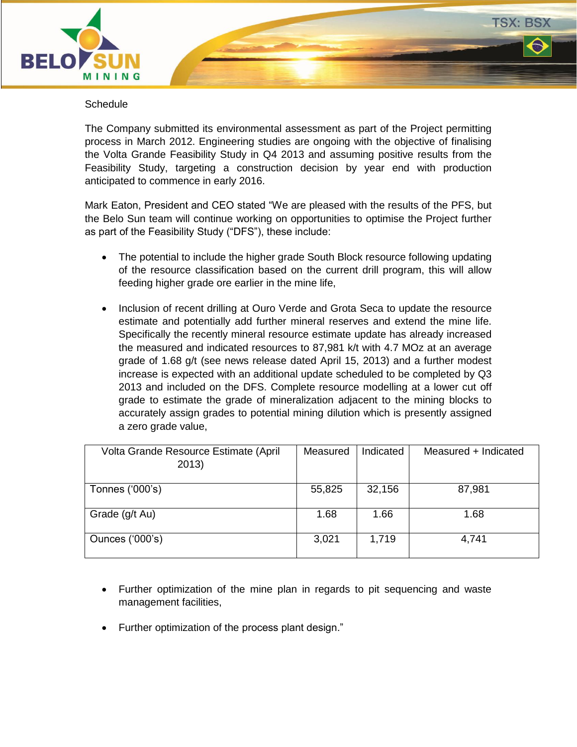Schedule

The Company submitted its environmental assessment as part of the Project permitting process in March 2012. Engineering studies are ongoing with the objective of finalising the Volta Grande Feasibility Study in Q4 2013 and assuming positive results from the Feasibility Study, targeting a construction decision by year end with production anticipated to commence in early 2016.

Mark Eaton, President and CEO stated “We are pleased with the results of the PFS, but the Belo Sun team will continue working on opportunities to optimise the Project further as part of the Feasibility Study (“DFS”), these include:

- The potential to include the higher grade South Block resource following updating of the resource classification based on the current drill program, this will allow feeding higher grade ore earlier in the mine life,

- Inclusion of recent drilling at Ouro Verde and Grota Seca to update the resource estimate and potentially add further mineral reserves and extend the mine life. Specifically the recently mineral resource estimate update has already increased the measured and indicated resources to 87,981 k/t with 4.7 MOz at an average grade of 1.68 g/t (see news release dated April 15, 2013) and a further modest increase is expected with an additional update scheduled to be completed by Q3 2013 and included on the DFS. Complete resource modelling at a lower cut off grade to estimate the grade of mineralization adjacent to the mining blocks to accurately assign grades to potential mining dilution which is presently assigned a zero grade value,

| Volta Grande Resource Estimate (April 2013) | Measured | Indicated | Measured + Indicated |
|---|---|---|---|
| Tonnes (‘000’s) | 55,825 | 32,156 | 87,981 |
| Grade (g/t Au) | 1.68 | 1.66 | 1.68 |
| Ounces (‘000’s) | 3,021 | 1,719 | 4,741 |

- Further optimization of the mine plan in regards to pit sequencing and waste management facilities,

- Further optimization of the process plant design.”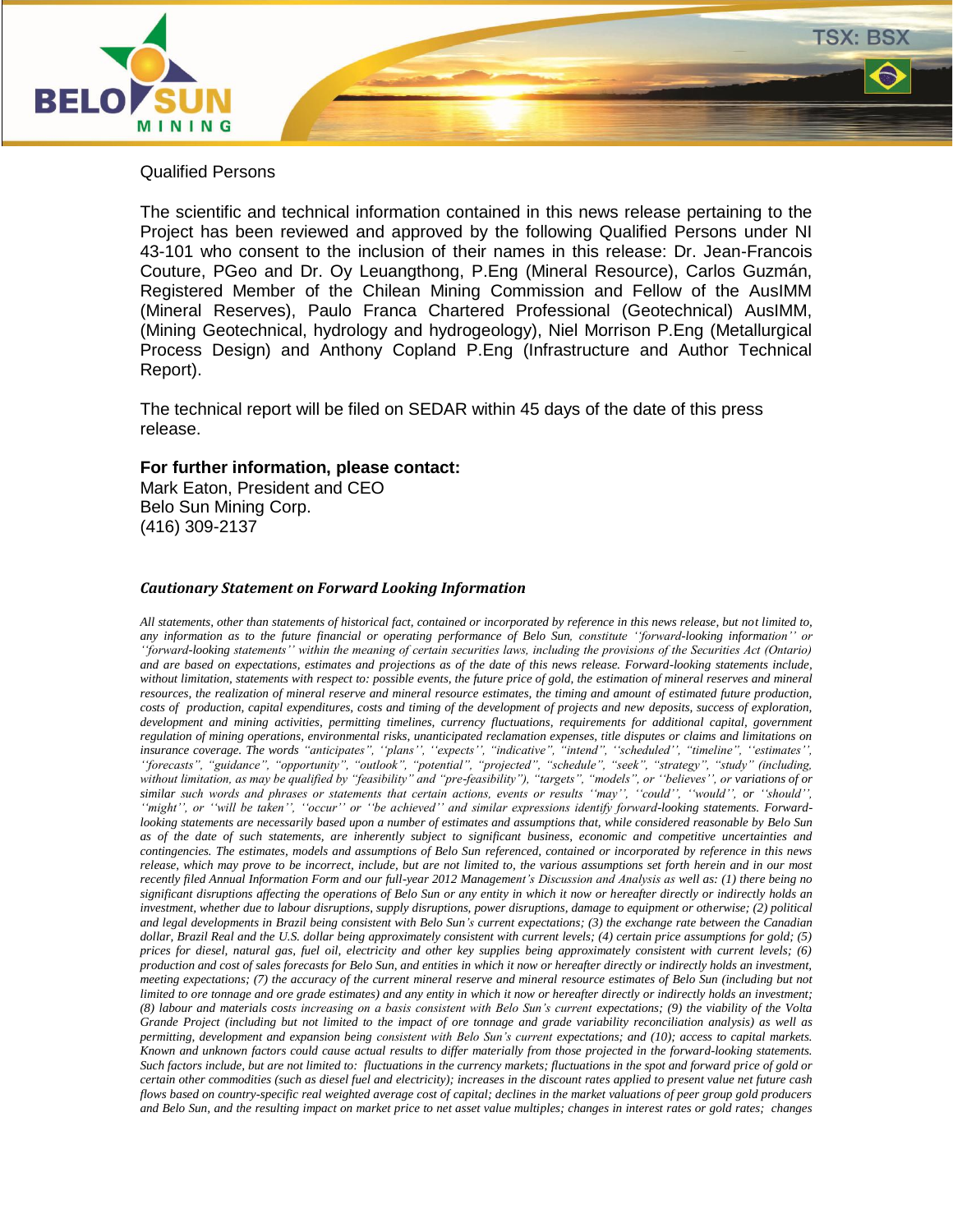Qualified Persons

The scientific and technical information contained in this news release pertaining to the Project has been reviewed and approved by the following Qualified Persons under NI 43-101 who consent to the inclusion of their names in this release: Dr. Jean-Francois Couture, PGeo and Dr. Oy Leuangthong, P.Eng (Mineral Resource), Carlos Guzmán, Registered Member of the Chilean Mining Commission and Fellow of the AusIMM (Mineral Reserves), Paulo Franca Chartered Professional (Geotechnical) AusIMM, (Mining Geotechnical, hydrology and hydrogeology), Niel Morrison P.Eng (Metallurgical Process Design) and Anthony Copland P.Eng (Infrastructure and Author Technical Report).

The technical report will be filed on SEDAR within 45 days of the date of this press release.

**For further information, please contact:**
Mark Eaton, President and CEO
Belo Sun Mining Corp.
(416) 309-2137

***Cautionary Statement on Forward Looking Information***

*All statements, other than statements of historical fact, contained or incorporated by reference in this news release, but not limited to, any information as to the future financial or operating performance of Belo Sun, constitute ''forward-looking information'' or ''forward-looking statements'' within the meaning of certain securities laws, including the provisions of the Securities Act (Ontario) and are based on expectations, estimates and projections as of the date of this news release. Forward-looking statements include, without limitation, statements with respect to: possible events, the future price of gold, the estimation of mineral reserves and mineral resources, the realization of mineral reserve and mineral resource estimates, the timing and amount of estimated future production, costs of production, capital expenditures, costs and timing of the development of projects and new deposits, success of exploration, development and mining activities, permitting timelines, currency fluctuations, requirements for additional capital, government regulation of mining operations, environmental risks, unanticipated reclamation expenses, title disputes or claims and limitations on insurance coverage. The words "anticipates", ''plans'', ''expects'', "indicative", "intend", ''scheduled'', "timeline", "estimates'', "forecasts", "guidance", "opportunity", "outlook", "potential", "projected", "schedule", "seek", "strategy", "study" (including, without limitation, as may be qualified by "feasibility" and "pre-feasibility"), "targets", "models", or ''believes'', or variations of or similar such words and phrases or statements that certain actions, events or results ''may'', ''could'', ''would'', or ''should'', ''might'', or ''will be taken'', ''occur'' or ''be achieved'' and similar expressions identify forward-looking statements. Forward-looking statements are necessarily based upon a number of estimates and assumptions that, while considered reasonable by Belo Sun as of the date of such statements, are inherently subject to significant business, economic and competitive uncertainties and contingencies. The estimates, models and assumptions of Belo Sun referenced, contained or incorporated by reference in this news release, which may prove to be incorrect, include, but are not limited to, the various assumptions set forth herein and in our most recently filed Annual Information Form and our full-year 2012 Management's Discussion and Analysis as well as: (1) there being no significant disruptions affecting the operations of Belo Sun or any entity in which it now or hereafter directly or indirectly holds an investment, whether due to labour disruptions, supply disruptions, power disruptions, damage to equipment or otherwise; (2) political and legal developments in Brazil being consistent with Belo Sun's current expectations; (3) the exchange rate between the Canadian dollar, Brazil Real and the U.S. dollar being approximately consistent with current levels; (4) certain price assumptions for gold; (5) prices for diesel, natural gas, fuel oil, electricity and other key supplies being approximately consistent with current levels; (6) production and cost of sales forecasts for Belo Sun, and entities in which it now or hereafter directly or indirectly holds an investment, meeting expectations; (7) the accuracy of the current mineral reserve and mineral resource estimates of Belo Sun (including but not limited to ore tonnage and ore grade estimates) and any entity in which it now or hereafter directly or indirectly holds an investment; (8) labour and materials costs increasing on a basis consistent with Belo Sun's current expectations; (9) the viability of the Volta Grande Project (including but not limited to the impact of ore tonnage and grade variability reconciliation analysis) as well as permitting, development and expansion being consistent with Belo Sun's current expectations; and (10); access to capital markets. Known and unknown factors could cause actual results to differ materially from those projected in the forward-looking statements. Such factors include, but are not limited to: fluctuations in the currency markets; fluctuations in the spot and forward price of gold or certain other commodities (such as diesel fuel and electricity); increases in the discount rates applied to present value net future cash flows based on country-specific real weighted average cost of capital; declines in the market valuations of peer group gold producers and Belo Sun, and the resulting impact on market price to net asset value multiples; changes in interest rates or gold rates; changes*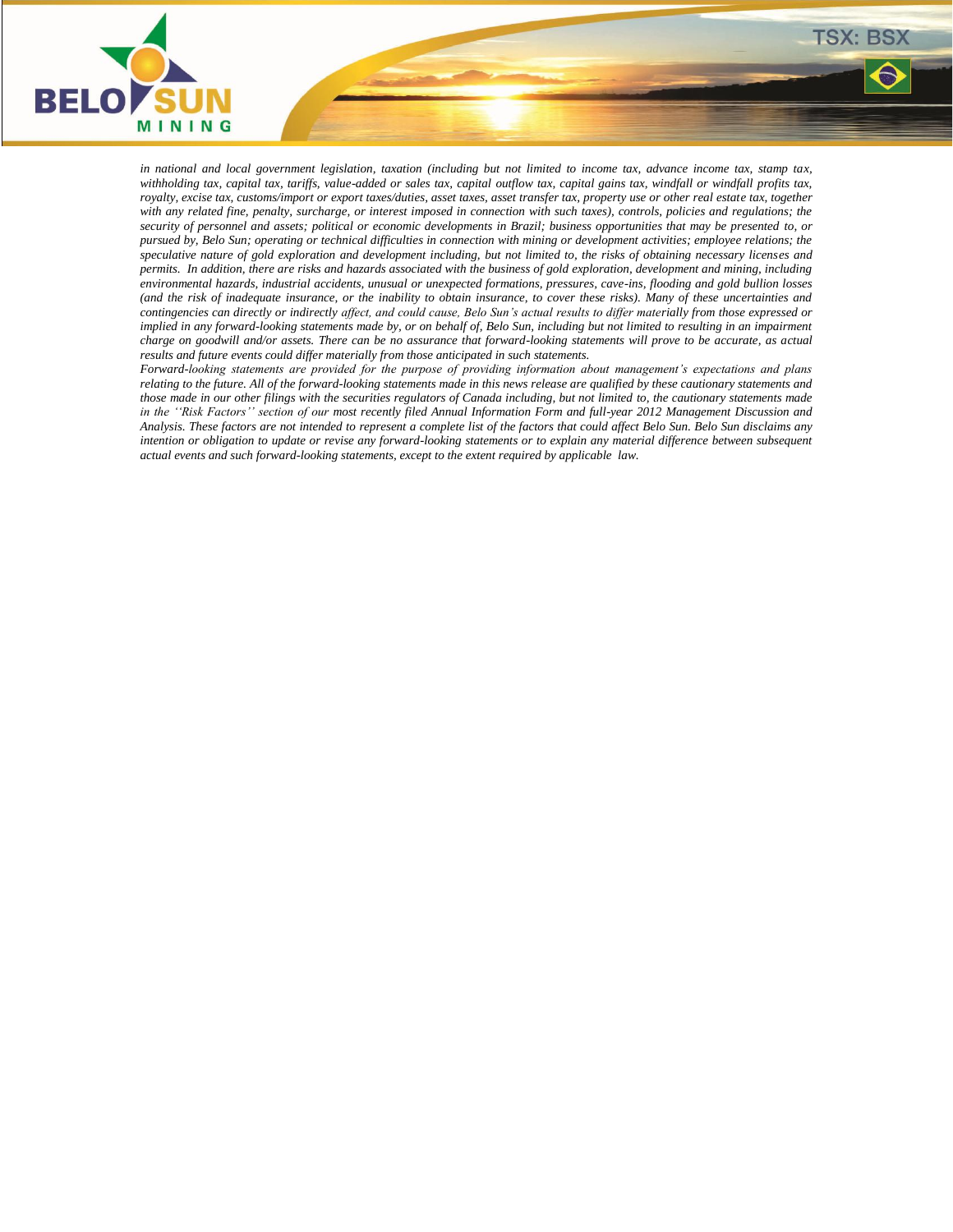*in national and local government legislation, taxation (including but not limited to income tax, advance income tax, stamp tax, withholding tax, capital tax, tariffs, value-added or sales tax, capital outflow tax, capital gains tax, windfall or windfall profits tax, royalty, excise tax, customs/import or export taxes/duties, asset taxes, asset transfer tax, property use or other real estate tax, together with any related fine, penalty, surcharge, or interest imposed in connection with such taxes), controls, policies and regulations; the security of personnel and assets; political or economic developments in Brazil; business opportunities that may be presented to, or pursued by, Belo Sun; operating or technical difficulties in connection with mining or development activities; employee relations; the speculative nature of gold exploration and development including, but not limited to, the risks of obtaining necessary licenses and permits. In addition, there are risks and hazards associated with the business of gold exploration, development and mining, including environmental hazards, industrial accidents, unusual or unexpected formations, pressures, cave-ins, flooding and gold bullion losses (and the risk of inadequate insurance, or the inability to obtain insurance, to cover these risks). Many of these uncertainties and contingencies can directly or indirectly affect, and could cause, Belo Sun's actual results to differ materially from those expressed or implied in any forward-looking statements made by, or on behalf of, Belo Sun, including but not limited to resulting in an impairment charge on goodwill and/or assets. There can be no assurance that forward-looking statements will prove to be accurate, as actual results and future events could differ materially from those anticipated in such statements.*

*Forward-looking statements are provided for the purpose of providing information about management's expectations and plans relating to the future. All of the forward-looking statements made in this news release are qualified by these cautionary statements and those made in our other filings with the securities regulators of Canada including, but not limited to, the cautionary statements made in the ''Risk Factors'' section of our most recently filed Annual Information Form and full-year 2012 Management Discussion and Analysis. These factors are not intended to represent a complete list of the factors that could affect Belo Sun. Belo Sun disclaims any intention or obligation to update or revise any forward-looking statements or to explain any material difference between subsequent actual events and such forward-looking statements, except to the extent required by applicable law.*